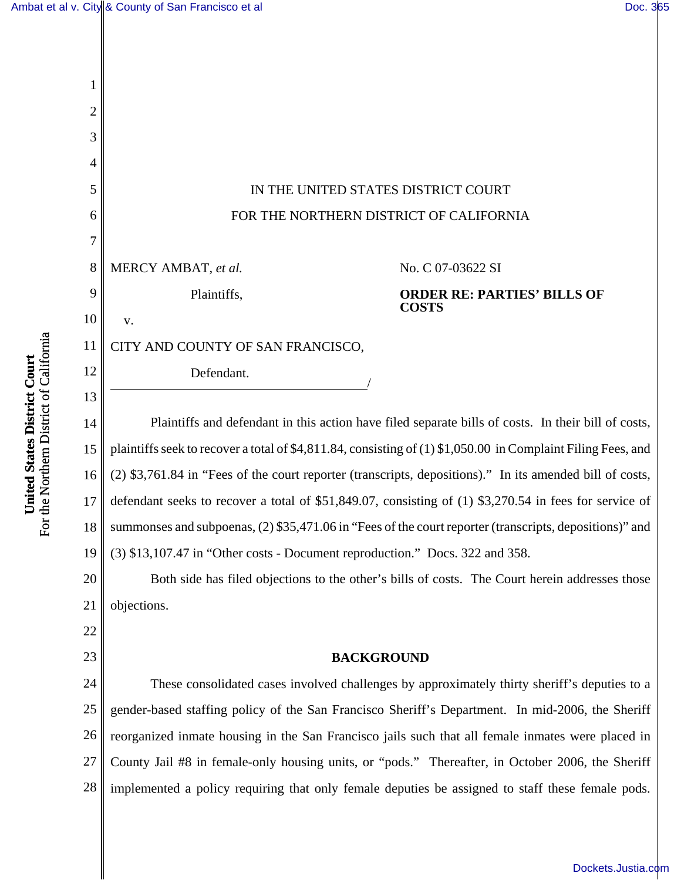IN THE UNITED STATES DISTRICT COURT

FOR THE NORTHERN DISTRICT OF CALIFORNIA

MERCY AMBAT, *et al.*

Plaintiffs,

v.

CITY AND COUNTY OF SAN FRANCISCO,

Defendant.

No. C 07-03622 SI

**ORDER RE: PARTIES' BILLS OF COSTS**

Plaintiffs and defendant in this action have filed separate bills of costs. In their bill of costs, plaintiffs seek to recover a total of $4,811.84, consisting of (1) $1,050.00 in Complaint Filing Fees, and (2) $3,761.84 in "Fees of the court reporter (transcripts, depositions)." In its amended bill of costs, defendant seeks to recover a total of $51,849.07, consisting of (1) $3,270.54 in fees for service of summonses and subpoenas, (2) $35,471.06 in "Fees of the court reporter (transcripts, depositions)" and (3) $13,107.47 in "Other costs - Document reproduction." Docs. 322 and 358.

Both side has filed objections to the other's bills of costs. The Court herein addresses those objections.

**BACKGROUND**

These consolidated cases involved challenges by approximately thirty sheriff's deputies to a gender-based staffing policy of the San Francisco Sheriff's Department. In mid-2006, the Sheriff reorganized inmate housing in the San Francisco jails such that all female inmates were placed in County Jail #8 in female-only housing units, or "pods." Thereafter, in October 2006, the Sheriff implemented a policy requiring that only female deputies be assigned to staff these female pods.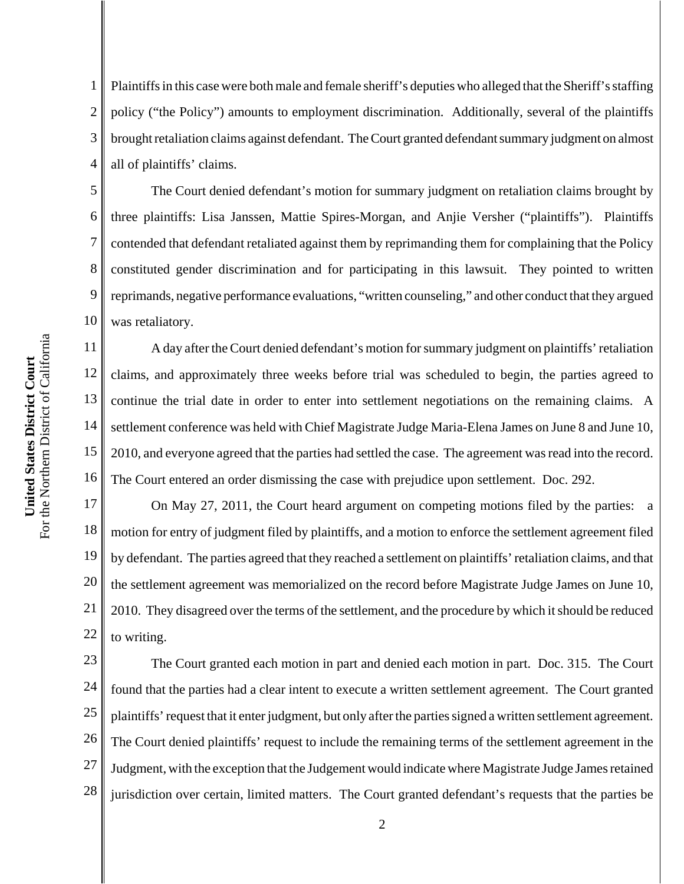Plaintiffs in this case were both male and female sheriff's deputies who alleged that the Sheriff's staffing policy ("the Policy") amounts to employment discrimination. Additionally, several of the plaintiffs brought retaliation claims against defendant. The Court granted defendant summary judgment on almost all of plaintiffs' claims.

The Court denied defendant's motion for summary judgment on retaliation claims brought by three plaintiffs: Lisa Janssen, Mattie Spires-Morgan, and Anjie Versher ("plaintiffs"). Plaintiffs contended that defendant retaliated against them by reprimanding them for complaining that the Policy constituted gender discrimination and for participating in this lawsuit. They pointed to written reprimands, negative performance evaluations, "written counseling," and other conduct that they argued was retaliatory.

A day after the Court denied defendant's motion for summary judgment on plaintiffs' retaliation claims, and approximately three weeks before trial was scheduled to begin, the parties agreed to continue the trial date in order to enter into settlement negotiations on the remaining claims. A settlement conference was held with Chief Magistrate Judge Maria-Elena James on June 8 and June 10, 2010, and everyone agreed that the parties had settled the case. The agreement was read into the record. The Court entered an order dismissing the case with prejudice upon settlement. Doc. 292.

On May 27, 2011, the Court heard argument on competing motions filed by the parties: a motion for entry of judgment filed by plaintiffs, and a motion to enforce the settlement agreement filed by defendant. The parties agreed that they reached a settlement on plaintiffs' retaliation claims, and that the settlement agreement was memorialized on the record before Magistrate Judge James on June 10, 2010. They disagreed over the terms of the settlement, and the procedure by which it should be reduced to writing.

The Court granted each motion in part and denied each motion in part. Doc. 315. The Court found that the parties had a clear intent to execute a written settlement agreement. The Court granted plaintiffs' request that it enter judgment, but only after the parties signed a written settlement agreement. The Court denied plaintiffs' request to include the remaining terms of the settlement agreement in the Judgment, with the exception that the Judgement would indicate where Magistrate Judge James retained jurisdiction over certain, limited matters. The Court granted defendant's requests that the parties be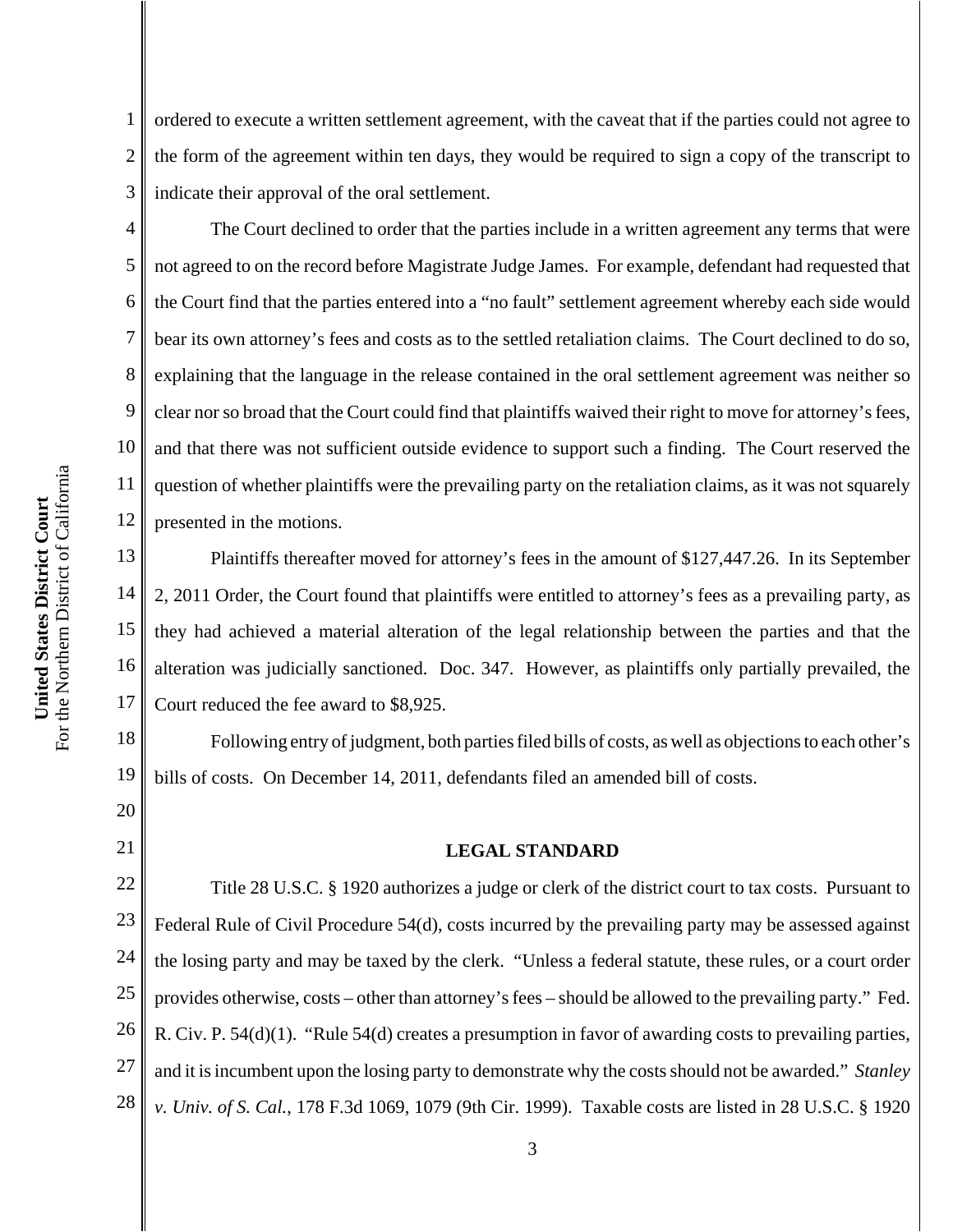ordered to execute a written settlement agreement, with the caveat that if the parties could not agree to the form of the agreement within ten days, they would be required to sign a copy of the transcript to indicate their approval of the oral settlement.

The Court declined to order that the parties include in a written agreement any terms that were not agreed to on the record before Magistrate Judge James. For example, defendant had requested that the Court find that the parties entered into a "no fault" settlement agreement whereby each side would bear its own attorney's fees and costs as to the settled retaliation claims. The Court declined to do so, explaining that the language in the release contained in the oral settlement agreement was neither so clear nor so broad that the Court could find that plaintiffs waived their right to move for attorney's fees, and that there was not sufficient outside evidence to support such a finding. The Court reserved the question of whether plaintiffs were the prevailing party on the retaliation claims, as it was not squarely presented in the motions.

Plaintiffs thereafter moved for attorney's fees in the amount of $127,447.26. In its September 2, 2011 Order, the Court found that plaintiffs were entitled to attorney's fees as a prevailing party, as they had achieved a material alteration of the legal relationship between the parties and that the alteration was judicially sanctioned. Doc. 347. However, as plaintiffs only partially prevailed, the Court reduced the fee award to $8,925.

Following entry of judgment, both parties filed bills of costs, as well as objections to each other's bills of costs. On December 14, 2011, defendants filed an amended bill of costs.

## LEGAL STANDARD

Title 28 U.S.C. § 1920 authorizes a judge or clerk of the district court to tax costs. Pursuant to Federal Rule of Civil Procedure 54(d), costs incurred by the prevailing party may be assessed against the losing party and may be taxed by the clerk. "Unless a federal statute, these rules, or a court order provides otherwise, costs – other than attorney's fees – should be allowed to the prevailing party." Fed. R. Civ. P. 54(d)(1). "Rule 54(d) creates a presumption in favor of awarding costs to prevailing parties, and it is incumbent upon the losing party to demonstrate why the costs should not be awarded." *Stanley v. Univ. of S. Cal.*, 178 F.3d 1069, 1079 (9th Cir. 1999). Taxable costs are listed in 28 U.S.C. § 1920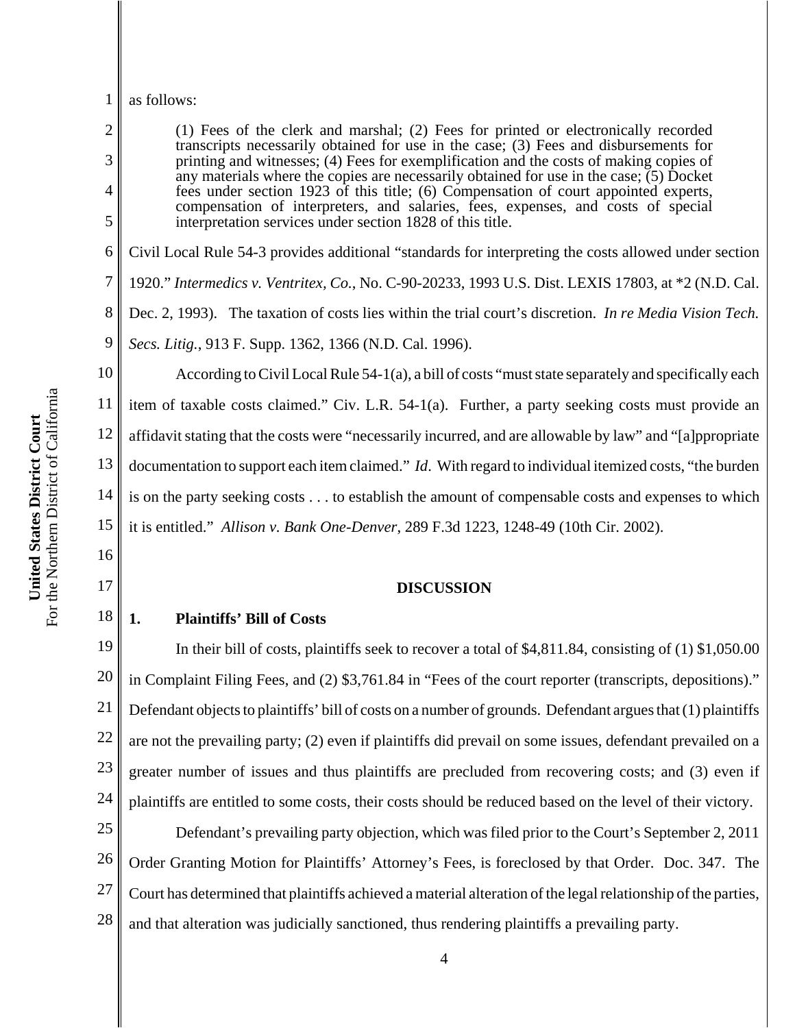as follows:

> (1) Fees of the clerk and marshal; (2) Fees for printed or electronically recorded transcripts necessarily obtained for use in the case; (3) Fees and disbursements for printing and witnesses; (4) Fees for exemplification and the costs of making copies of any materials where the copies are necessarily obtained for use in the case; (5) Docket fees under section 1923 of this title; (6) Compensation of court appointed experts, compensation of interpreters, and salaries, fees, expenses, and costs of special interpretation services under section 1828 of this title.

Civil Local Rule 54-3 provides additional "standards for interpreting the costs allowed under section 1920." *Intermedics v. Ventritex, Co.*, No. C-90-20233, 1993 U.S. Dist. LEXIS 17803, at *2 (N.D. Cal. Dec. 2, 1993). The taxation of costs lies within the trial court's discretion. *In re Media Vision Tech. Secs. Litig.*, 913 F. Supp. 1362, 1366 (N.D. Cal. 1996).

According to Civil Local Rule 54-1(a), a bill of costs "must state separately and specifically each item of taxable costs claimed." Civ. L.R. 54-1(a). Further, a party seeking costs must provide an affidavit stating that the costs were "necessarily incurred, and are allowable by law" and "[a]ppropriate documentation to support each item claimed." *Id*. With regard to individual itemized costs, "the burden is on the party seeking costs . . . to establish the amount of compensable costs and expenses to which it is entitled." *Allison v. Bank One-Denver*, 289 F.3d 1223, 1248-49 (10th Cir. 2002).

## DISCUSSION

### 1. Plaintiffs' Bill of Costs

In their bill of costs, plaintiffs seek to recover a total of $4,811.84, consisting of (1) $1,050.00 in Complaint Filing Fees, and (2) $3,761.84 in "Fees of the court reporter (transcripts, depositions)." Defendant objects to plaintiffs' bill of costs on a number of grounds. Defendant argues that (1) plaintiffs are not the prevailing party; (2) even if plaintiffs did prevail on some issues, defendant prevailed on a greater number of issues and thus plaintiffs are precluded from recovering costs; and (3) even if plaintiffs are entitled to some costs, their costs should be reduced based on the level of their victory.

Defendant's prevailing party objection, which was filed prior to the Court's September 2, 2011 Order Granting Motion for Plaintiffs' Attorney's Fees, is foreclosed by that Order. Doc. 347. The Court has determined that plaintiffs achieved a material alteration of the legal relationship of the parties, and that alteration was judicially sanctioned, thus rendering plaintiffs a prevailing party.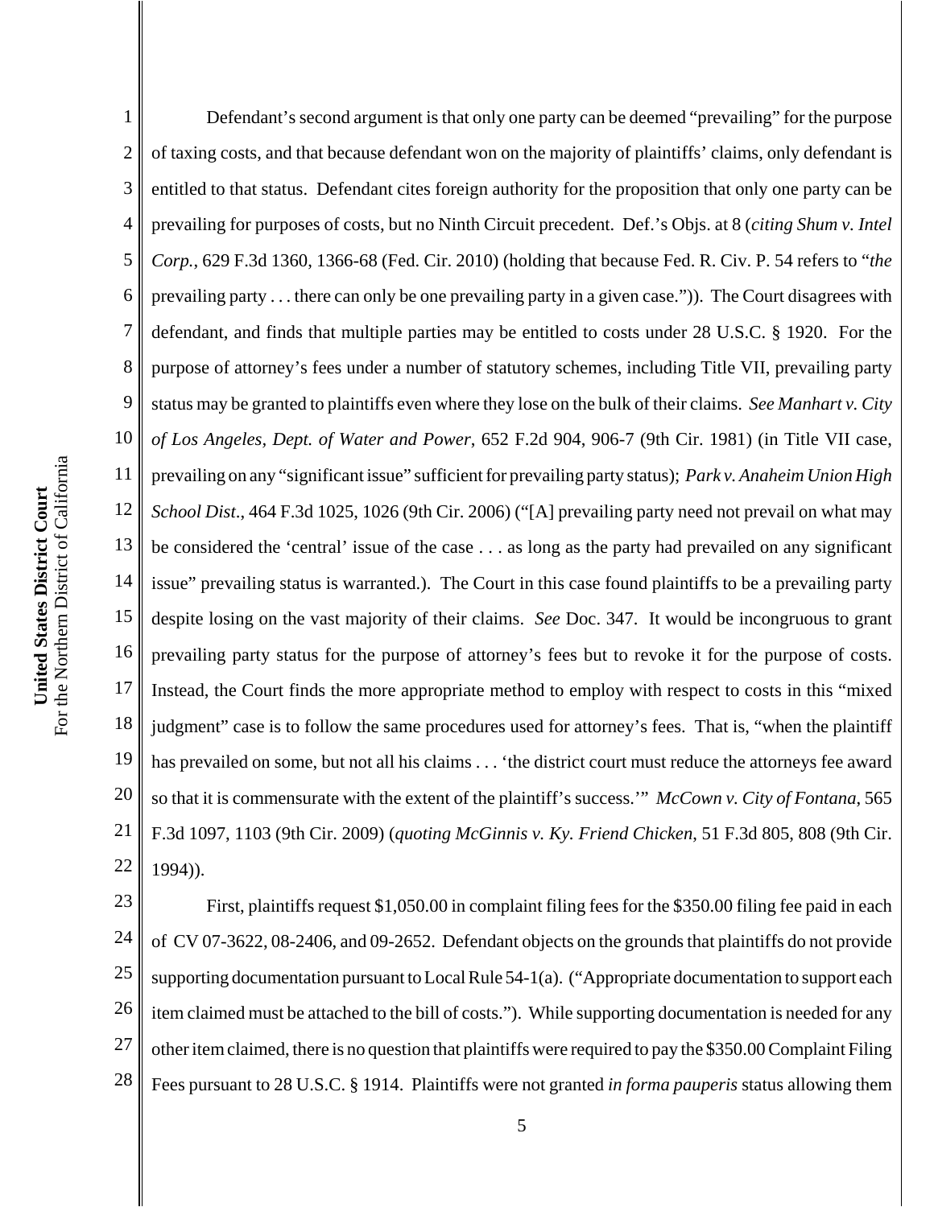Defendant's second argument is that only one party can be deemed "prevailing" for the purpose of taxing costs, and that because defendant won on the majority of plaintiffs' claims, only defendant is entitled to that status. Defendant cites foreign authority for the proposition that only one party can be prevailing for purposes of costs, but no Ninth Circuit precedent. Def.'s Objs. at 8 (*citing Shum v. Intel Corp.*, 629 F.3d 1360, 1366-68 (Fed. Cir. 2010) (holding that because Fed. R. Civ. P. 54 refers to "*the* prevailing party . . . there can only be one prevailing party in a given case.")). The Court disagrees with defendant, and finds that multiple parties may be entitled to costs under 28 U.S.C. § 1920. For the purpose of attorney's fees under a number of statutory schemes, including Title VII, prevailing party status may be granted to plaintiffs even where they lose on the bulk of their claims. *See Manhart v. City of Los Angeles, Dept. of Water and Power*, 652 F.2d 904, 906-7 (9th Cir. 1981) (in Title VII case, prevailing on any "significant issue" sufficient for prevailing party status); *Park v. Anaheim Union High School Dist*., 464 F.3d 1025, 1026 (9th Cir. 2006) ("[A] prevailing party need not prevail on what may be considered the 'central' issue of the case . . . as long as the party had prevailed on any significant issue" prevailing status is warranted.). The Court in this case found plaintiffs to be a prevailing party despite losing on the vast majority of their claims. *See* Doc. 347. It would be incongruous to grant prevailing party status for the purpose of attorney's fees but to revoke it for the purpose of costs. Instead, the Court finds the more appropriate method to employ with respect to costs in this "mixed judgment" case is to follow the same procedures used for attorney's fees. That is, "when the plaintiff has prevailed on some, but not all his claims . . . 'the district court must reduce the attorneys fee award so that it is commensurate with the extent of the plaintiff's success.'" *McCown v. City of Fontana*, 565 F.3d 1097, 1103 (9th Cir. 2009) (*quoting McGinnis v. Ky. Friend Chicken*, 51 F.3d 805, 808 (9th Cir. 1994)).

First, plaintiffs request $1,050.00 in complaint filing fees for the $350.00 filing fee paid in each of CV 07-3622, 08-2406, and 09-2652. Defendant objects on the grounds that plaintiffs do not provide supporting documentation pursuant to Local Rule 54-1(a). ("Appropriate documentation to support each item claimed must be attached to the bill of costs."). While supporting documentation is needed for any other item claimed, there is no question that plaintiffs were required to pay the $350.00 Complaint Filing Fees pursuant to 28 U.S.C. § 1914. Plaintiffs were not granted *in forma pauperis* status allowing them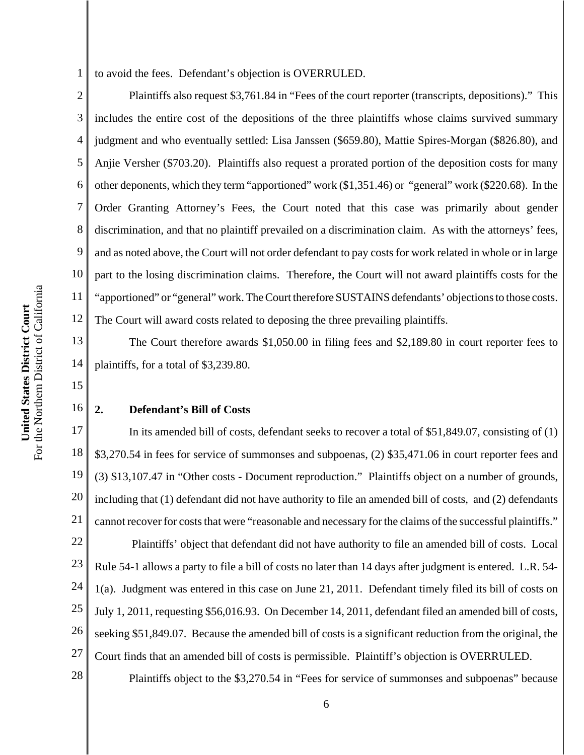to avoid the fees. Defendant's objection is OVERRULED.

Plaintiffs also request $3,761.84 in "Fees of the court reporter (transcripts, depositions)." This includes the entire cost of the depositions of the three plaintiffs whose claims survived summary judgment and who eventually settled: Lisa Janssen ($659.80), Mattie Spires-Morgan ($826.80), and Anjie Versher ($703.20). Plaintiffs also request a prorated portion of the deposition costs for many other deponents, which they term "apportioned" work ($1,351.46) or "general" work ($220.68). In the Order Granting Attorney's Fees, the Court noted that this case was primarily about gender discrimination, and that no plaintiff prevailed on a discrimination claim. As with the attorneys' fees, and as noted above, the Court will not order defendant to pay costs for work related in whole or in large part to the losing discrimination claims. Therefore, the Court will not award plaintiffs costs for the "apportioned" or "general" work. The Court therefore SUSTAINS defendants' objections to those costs. The Court will award costs related to deposing the three prevailing plaintiffs.

The Court therefore awards $1,050.00 in filing fees and $2,189.80 in court reporter fees to plaintiffs, for a total of $3,239.80.

## 2. Defendant's Bill of Costs

In its amended bill of costs, defendant seeks to recover a total of $51,849.07, consisting of (1) $3,270.54 in fees for service of summonses and subpoenas, (2) $35,471.06 in court reporter fees and (3) $13,107.47 in "Other costs - Document reproduction." Plaintiffs object on a number of grounds, including that (1) defendant did not have authority to file an amended bill of costs, and (2) defendants cannot recover for costs that were "reasonable and necessary for the claims of the successful plaintiffs."

Plaintiffs' object that defendant did not have authority to file an amended bill of costs. Local Rule 54-1 allows a party to file a bill of costs no later than 14 days after judgment is entered. L.R. 54-1(a). Judgment was entered in this case on June 21, 2011. Defendant timely filed its bill of costs on July 1, 2011, requesting $56,016.93. On December 14, 2011, defendant filed an amended bill of costs, seeking $51,849.07. Because the amended bill of costs is a significant reduction from the original, the Court finds that an amended bill of costs is permissible. Plaintiff's objection is OVERRULED.

Plaintiffs object to the $3,270.54 in "Fees for service of summonses and subpoenas" because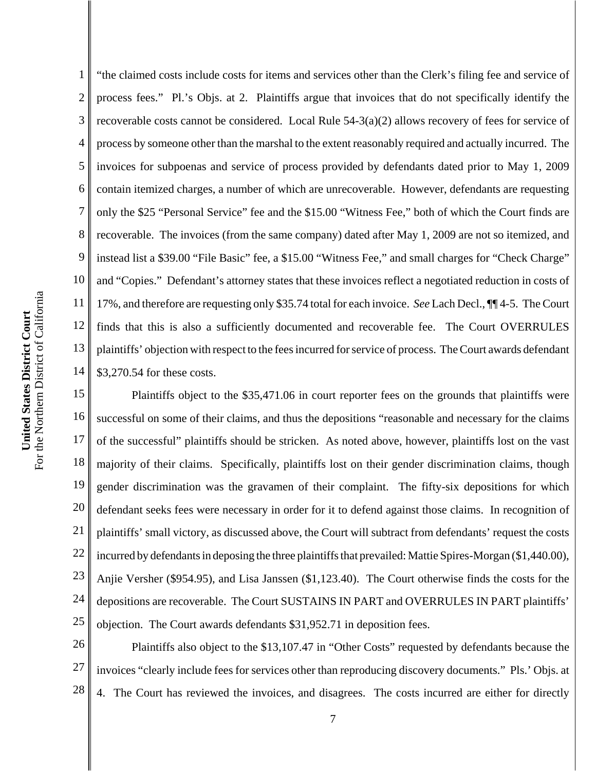"the claimed costs include costs for items and services other than the Clerk's filing fee and service of process fees." Pl.'s Objs. at 2. Plaintiffs argue that invoices that do not specifically identify the recoverable costs cannot be considered. Local Rule 54-3(a)(2) allows recovery of fees for service of process by someone other than the marshal to the extent reasonably required and actually incurred. The invoices for subpoenas and service of process provided by defendants dated prior to May 1, 2009 contain itemized charges, a number of which are unrecoverable. However, defendants are requesting only the $25 "Personal Service" fee and the $15.00 "Witness Fee," both of which the Court finds are recoverable. The invoices (from the same company) dated after May 1, 2009 are not so itemized, and instead list a $39.00 "File Basic" fee, a $15.00 "Witness Fee," and small charges for "Check Charge" and "Copies." Defendant's attorney states that these invoices reflect a negotiated reduction in costs of 17%, and therefore are requesting only $35.74 total for each invoice. *See* Lach Decl., ¶¶ 4-5. The Court finds that this is also a sufficiently documented and recoverable fee. The Court OVERRULES plaintiffs' objection with respect to the fees incurred for service of process. The Court awards defendant $3,270.54 for these costs.

Plaintiffs object to the $35,471.06 in court reporter fees on the grounds that plaintiffs were successful on some of their claims, and thus the depositions "reasonable and necessary for the claims of the successful" plaintiffs should be stricken. As noted above, however, plaintiffs lost on the vast majority of their claims. Specifically, plaintiffs lost on their gender discrimination claims, though gender discrimination was the gravamen of their complaint. The fifty-six depositions for which defendant seeks fees were necessary in order for it to defend against those claims. In recognition of plaintiffs' small victory, as discussed above, the Court will subtract from defendants' request the costs incurred by defendants in deposing the three plaintiffs that prevailed: Mattie Spires-Morgan ($1,440.00), Anjie Versher ($954.95), and Lisa Janssen ($1,123.40). The Court otherwise finds the costs for the depositions are recoverable. The Court SUSTAINS IN PART and OVERRULES IN PART plaintiffs' objection. The Court awards defendants $31,952.71 in deposition fees.

Plaintiffs also object to the $13,107.47 in "Other Costs" requested by defendants because the invoices "clearly include fees for services other than reproducing discovery documents." Pls.' Objs. at 4. The Court has reviewed the invoices, and disagrees. The costs incurred are either for directly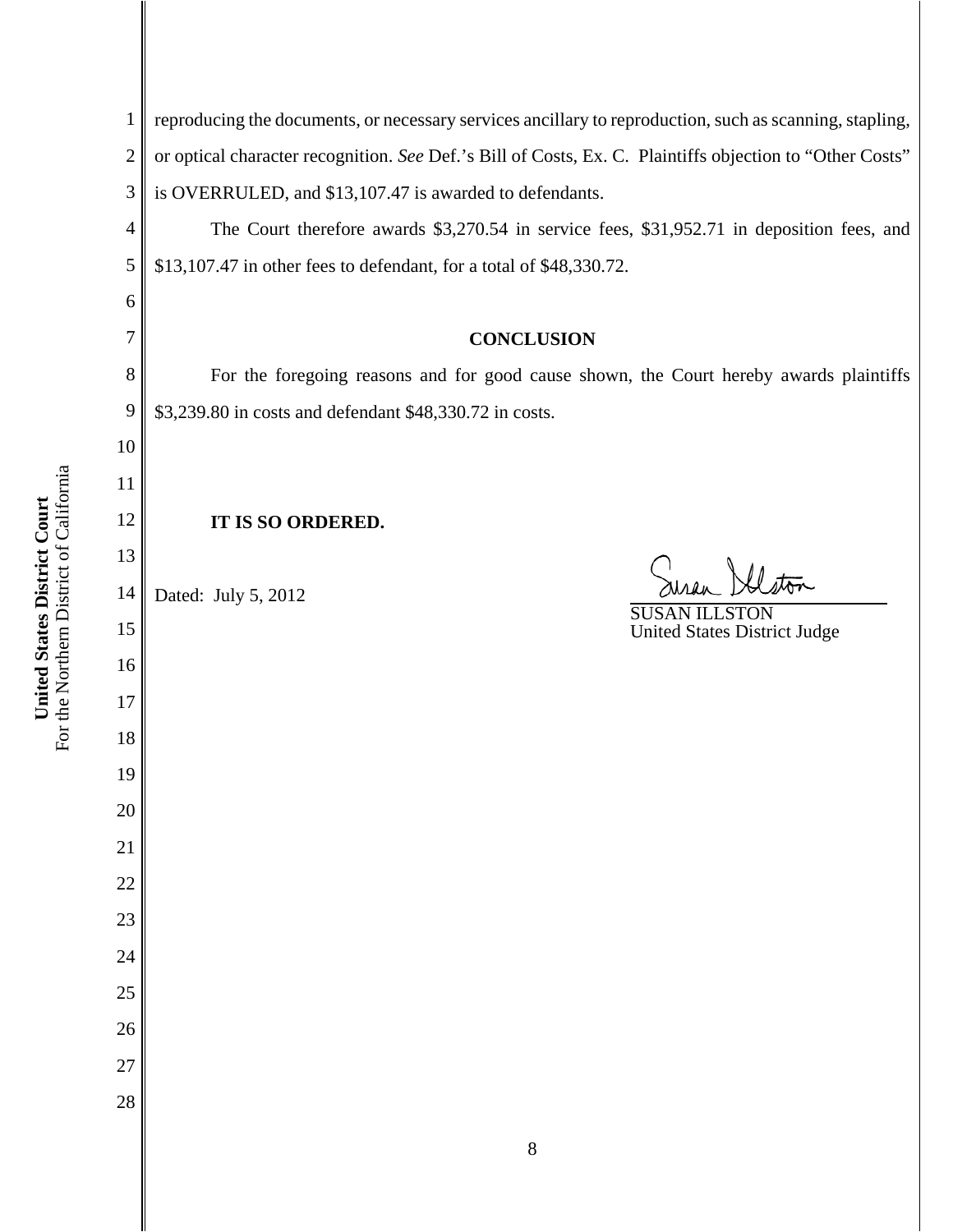reproducing the documents, or necessary services ancillary to reproduction, such as scanning, stapling, or optical character recognition. *See* Def.'s Bill of Costs, Ex. C. Plaintiffs objection to "Other Costs" is OVERRULED, and $13,107.47 is awarded to defendants.

The Court therefore awards $3,270.54 in service fees, $31,952.71 in deposition fees, and $13,107.47 in other fees to defendant, for a total of $48,330.72.

**CONCLUSION**

For the foregoing reasons and for good cause shown, the Court hereby awards plaintiffs $3,239.80 in costs and defendant $48,330.72 in costs.

**IT IS SO ORDERED.**

Dated: July 5, 2012

SUSAN ILLSTON
United States District Judge